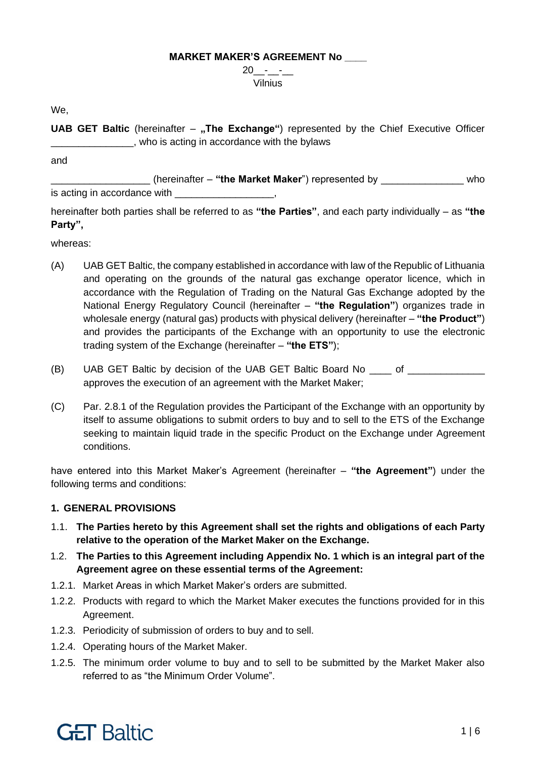**MARKET MAKER'S AGREEMENT No \_\_\_\_**

20\_\_-\_\_-\_\_
Vilnius

We,

**UAB GET Baltic** (hereinafter – **„The Exchange"**) represented by the Chief Executive Officer \_\_\_\_\_\_\_\_\_\_\_\_\_\_\_, who is acting in accordance with the bylaws

and

\_\_\_\_\_\_\_\_\_\_\_\_\_\_\_\_\_\_ (hereinafter – **"the Market Maker**") represented by \_\_\_\_\_\_\_\_\_\_\_\_\_\_\_ who is acting in accordance with \_\_\_\_\_\_\_\_\_\_\_\_\_\_\_\_\_\_,

hereinafter both parties shall be referred to as **"the Parties"**, and each party individually – as **"the Party",**

whereas:

(A) UAB GET Baltic, the company established in accordance with law of the Republic of Lithuania and operating on the grounds of the natural gas exchange operator licence, which in accordance with the Regulation of Trading on the Natural Gas Exchange adopted by the National Energy Regulatory Council (hereinafter – **"the Regulation"**) organizes trade in wholesale energy (natural gas) products with physical delivery (hereinafter – **"the Product"**) and provides the participants of the Exchange with an opportunity to use the electronic trading system of the Exchange (hereinafter – **"the ETS"**);

(B) UAB GET Baltic by decision of the UAB GET Baltic Board No \_\_\_\_ of \_\_\_\_\_\_\_\_\_\_\_\_\_\_ approves the execution of an agreement with the Market Maker;

(C) Par. 2.8.1 of the Regulation provides the Participant of the Exchange with an opportunity by itself to assume obligations to submit orders to buy and to sell to the ETS of the Exchange seeking to maintain liquid trade in the specific Product on the Exchange under Agreement conditions.

have entered into this Market Maker's Agreement (hereinafter – **"the Agreement"**) under the following terms and conditions:

**1. GENERAL PROVISIONS**

1.1. **The Parties hereto by this Agreement shall set the rights and obligations of each Party relative to the operation of the Market Maker on the Exchange.**

1.2. **The Parties to this Agreement including Appendix No. 1 which is an integral part of the Agreement agree on these essential terms of the Agreement:**

1.2.1. Market Areas in which Market Maker's orders are submitted.

1.2.2. Products with regard to which the Market Maker executes the functions provided for in this Agreement.

1.2.3. Periodicity of submission of orders to buy and to sell.

1.2.4. Operating hours of the Market Maker.

1.2.5. The minimum order volume to buy and to sell to be submitted by the Market Maker also referred to as "the Minimum Order Volume".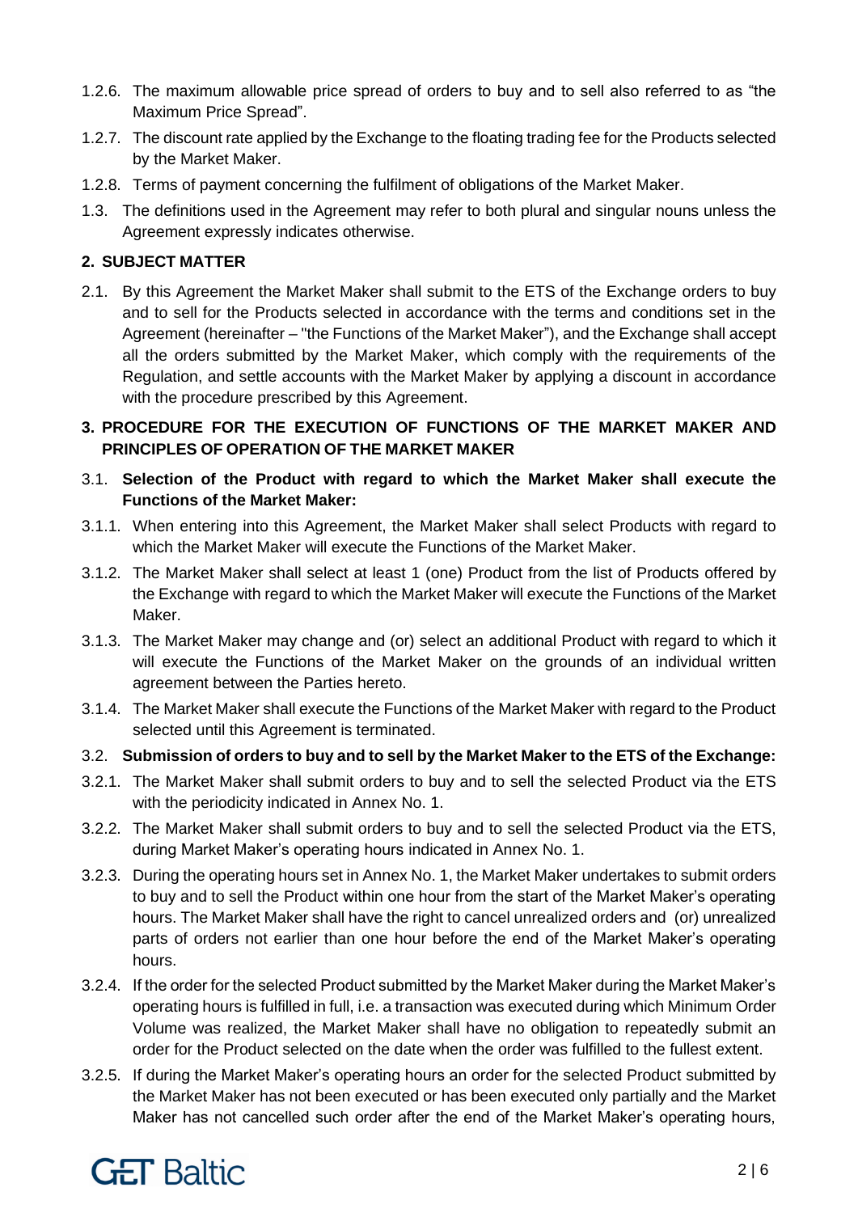1.2.6. The maximum allowable price spread of orders to buy and to sell also referred to as "the Maximum Price Spread".

1.2.7. The discount rate applied by the Exchange to the floating trading fee for the Products selected by the Market Maker.

1.2.8. Terms of payment concerning the fulfilment of obligations of the Market Maker.

1.3. The definitions used in the Agreement may refer to both plural and singular nouns unless the Agreement expressly indicates otherwise.

## 2. SUBJECT MATTER

2.1. By this Agreement the Market Maker shall submit to the ETS of the Exchange orders to buy and to sell for the Products selected in accordance with the terms and conditions set in the Agreement (hereinafter – "the Functions of the Market Maker"), and the Exchange shall accept all the orders submitted by the Market Maker, which comply with the requirements of the Regulation, and settle accounts with the Market Maker by applying a discount in accordance with the procedure prescribed by this Agreement.

## 3. PROCEDURE FOR THE EXECUTION OF FUNCTIONS OF THE MARKET MAKER AND PRINCIPLES OF OPERATION OF THE MARKET MAKER

3.1. **Selection of the Product with regard to which the Market Maker shall execute the Functions of the Market Maker:**

3.1.1. When entering into this Agreement, the Market Maker shall select Products with regard to which the Market Maker will execute the Functions of the Market Maker.

3.1.2. The Market Maker shall select at least 1 (one) Product from the list of Products offered by the Exchange with regard to which the Market Maker will execute the Functions of the Market Maker.

3.1.3. The Market Maker may change and (or) select an additional Product with regard to which it will execute the Functions of the Market Maker on the grounds of an individual written agreement between the Parties hereto.

3.1.4. The Market Maker shall execute the Functions of the Market Maker with regard to the Product selected until this Agreement is terminated.

3.2. **Submission of orders to buy and to sell by the Market Maker to the ETS of the Exchange:**

3.2.1. The Market Maker shall submit orders to buy and to sell the selected Product via the ETS with the periodicity indicated in Annex No. 1.

3.2.2. The Market Maker shall submit orders to buy and to sell the selected Product via the ETS, during Market Maker's operating hours indicated in Annex No. 1.

3.2.3. During the operating hours set in Annex No. 1, the Market Maker undertakes to submit orders to buy and to sell the Product within one hour from the start of the Market Maker's operating hours. The Market Maker shall have the right to cancel unrealized orders and (or) unrealized parts of orders not earlier than one hour before the end of the Market Maker's operating hours.

3.2.4. If the order for the selected Product submitted by the Market Maker during the Market Maker's operating hours is fulfilled in full, i.e. a transaction was executed during which Minimum Order Volume was realized, the Market Maker shall have no obligation to repeatedly submit an order for the Product selected on the date when the order was fulfilled to the fullest extent.

3.2.5. If during the Market Maker's operating hours an order for the selected Product submitted by the Market Maker has not been executed or has been executed only partially and the Market Maker has not cancelled such order after the end of the Market Maker's operating hours,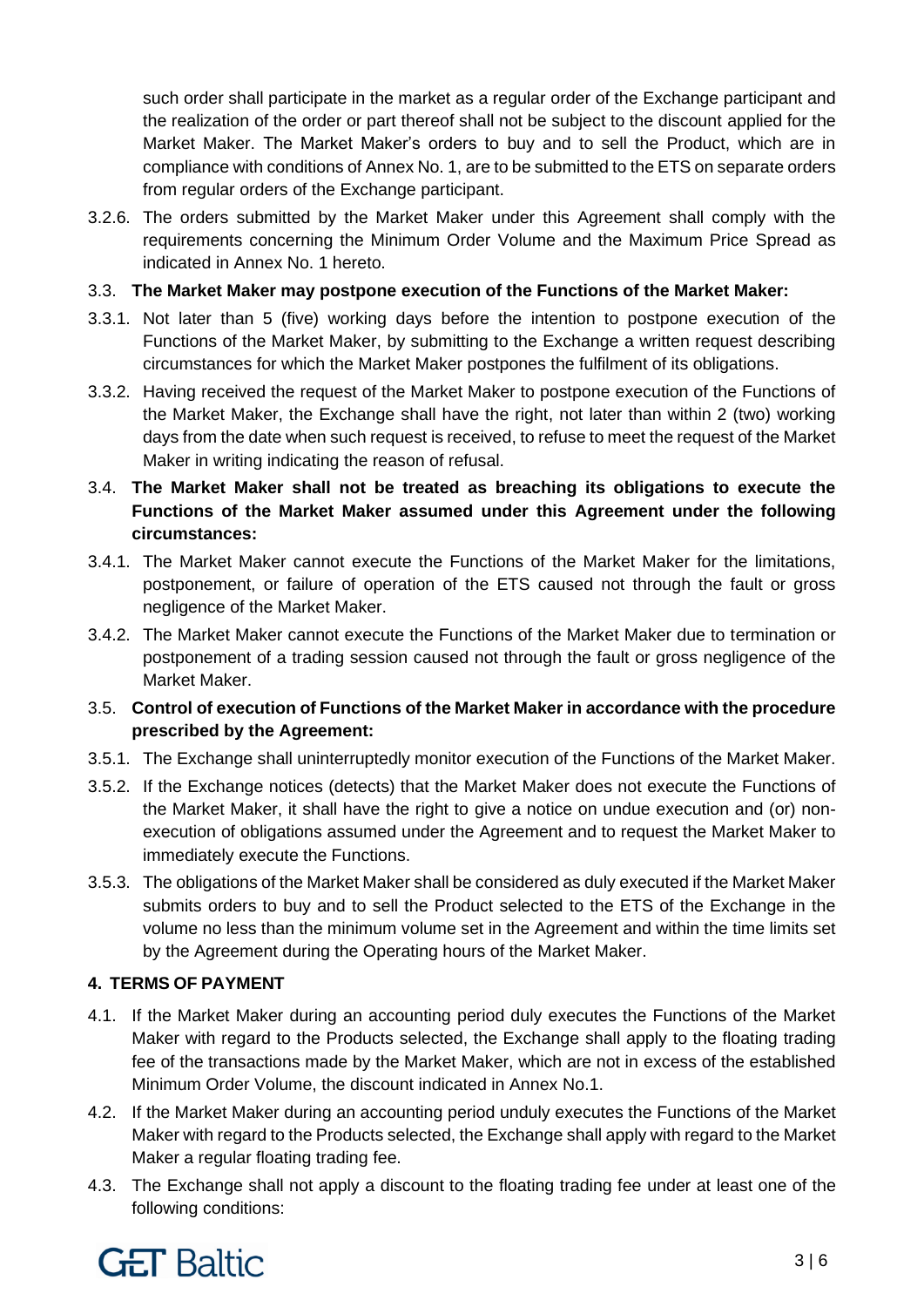such order shall participate in the market as a regular order of the Exchange participant and the realization of the order or part thereof shall not be subject to the discount applied for the Market Maker. The Market Maker's orders to buy and to sell the Product, which are in compliance with conditions of Annex No. 1, are to be submitted to the ETS on separate orders from regular orders of the Exchange participant.

3.2.6. The orders submitted by the Market Maker under this Agreement shall comply with the requirements concerning the Minimum Order Volume and the Maximum Price Spread as indicated in Annex No. 1 hereto.

3.3. **The Market Maker may postpone execution of the Functions of the Market Maker:**

3.3.1. Not later than 5 (five) working days before the intention to postpone execution of the Functions of the Market Maker, by submitting to the Exchange a written request describing circumstances for which the Market Maker postpones the fulfilment of its obligations.

3.3.2. Having received the request of the Market Maker to postpone execution of the Functions of the Market Maker, the Exchange shall have the right, not later than within 2 (two) working days from the date when such request is received, to refuse to meet the request of the Market Maker in writing indicating the reason of refusal.

3.4. **The Market Maker shall not be treated as breaching its obligations to execute the Functions of the Market Maker assumed under this Agreement under the following circumstances:**

3.4.1. The Market Maker cannot execute the Functions of the Market Maker for the limitations, postponement, or failure of operation of the ETS caused not through the fault or gross negligence of the Market Maker.

3.4.2. The Market Maker cannot execute the Functions of the Market Maker due to termination or postponement of a trading session caused not through the fault or gross negligence of the Market Maker.

3.5. **Control of execution of Functions of the Market Maker in accordance with the procedure prescribed by the Agreement:**

3.5.1. The Exchange shall uninterruptedly monitor execution of the Functions of the Market Maker.

3.5.2. If the Exchange notices (detects) that the Market Maker does not execute the Functions of the Market Maker, it shall have the right to give a notice on undue execution and (or) non-execution of obligations assumed under the Agreement and to request the Market Maker to immediately execute the Functions.

3.5.3. The obligations of the Market Maker shall be considered as duly executed if the Market Maker submits orders to buy and to sell the Product selected to the ETS of the Exchange in the volume no less than the minimum volume set in the Agreement and within the time limits set by the Agreement during the Operating hours of the Market Maker.

## 4. TERMS OF PAYMENT

4.1. If the Market Maker during an accounting period duly executes the Functions of the Market Maker with regard to the Products selected, the Exchange shall apply to the floating trading fee of the transactions made by the Market Maker, which are not in excess of the established Minimum Order Volume, the discount indicated in Annex No.1.

4.2. If the Market Maker during an accounting period unduly executes the Functions of the Market Maker with regard to the Products selected, the Exchange shall apply with regard to the Market Maker a regular floating trading fee.

4.3. The Exchange shall not apply a discount to the floating trading fee under at least one of the following conditions: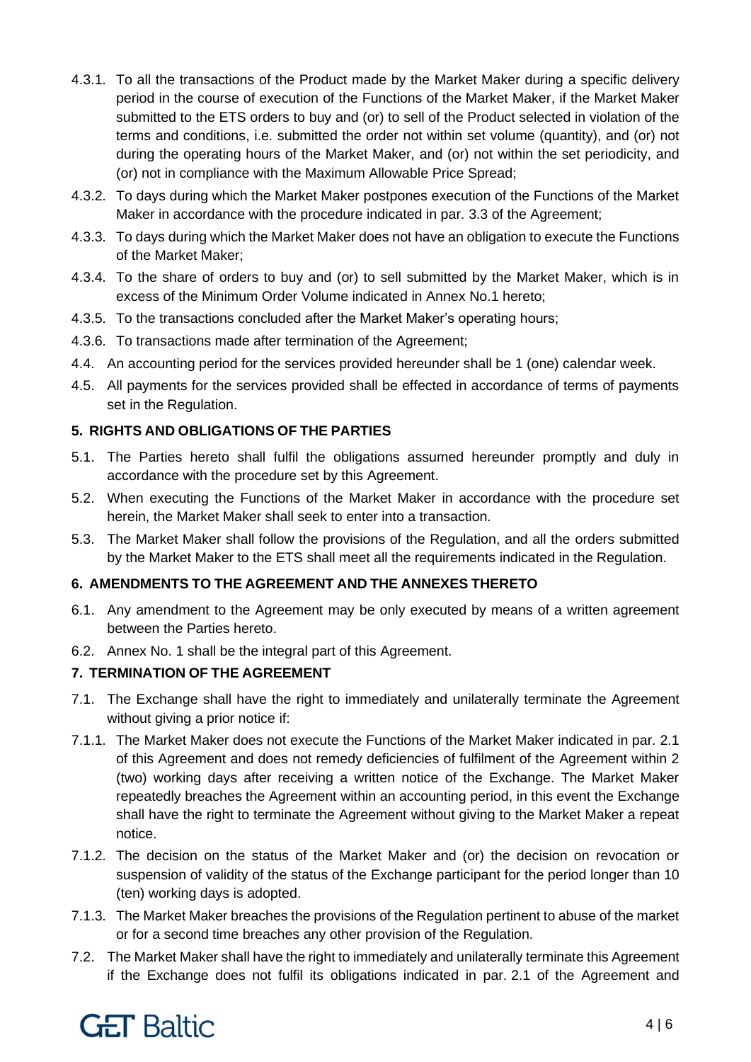4.3.1. To all the transactions of the Product made by the Market Maker during a specific delivery period in the course of execution of the Functions of the Market Maker, if the Market Maker submitted to the ETS orders to buy and (or) to sell of the Product selected in violation of the terms and conditions, i.e. submitted the order not within set volume (quantity), and (or) not during the operating hours of the Market Maker, and (or) not within the set periodicity, and (or) not in compliance with the Maximum Allowable Price Spread;

4.3.2. To days during which the Market Maker postpones execution of the Functions of the Market Maker in accordance with the procedure indicated in par. 3.3 of the Agreement;

4.3.3. To days during which the Market Maker does not have an obligation to execute the Functions of the Market Maker;

4.3.4. To the share of orders to buy and (or) to sell submitted by the Market Maker, which is in excess of the Minimum Order Volume indicated in Annex No.1 hereto;

4.3.5. To the transactions concluded after the Market Maker's operating hours;

4.3.6. To transactions made after termination of the Agreement;

4.4. An accounting period for the services provided hereunder shall be 1 (one) calendar week.

4.5. All payments for the services provided shall be effected in accordance of terms of payments set in the Regulation.

## 5. RIGHTS AND OBLIGATIONS OF THE PARTIES

5.1. The Parties hereto shall fulfil the obligations assumed hereunder promptly and duly in accordance with the procedure set by this Agreement.

5.2. When executing the Functions of the Market Maker in accordance with the procedure set herein, the Market Maker shall seek to enter into a transaction.

5.3. The Market Maker shall follow the provisions of the Regulation, and all the orders submitted by the Market Maker to the ETS shall meet all the requirements indicated in the Regulation.

## 6. AMENDMENTS TO THE AGREEMENT AND THE ANNEXES THERETO

6.1. Any amendment to the Agreement may be only executed by means of a written agreement between the Parties hereto.

6.2. Annex No. 1 shall be the integral part of this Agreement.

## 7. TERMINATION OF THE AGREEMENT

7.1. The Exchange shall have the right to immediately and unilaterally terminate the Agreement without giving a prior notice if:

7.1.1. The Market Maker does not execute the Functions of the Market Maker indicated in par. 2.1 of this Agreement and does not remedy deficiencies of fulfilment of the Agreement within 2 (two) working days after receiving a written notice of the Exchange. The Market Maker repeatedly breaches the Agreement within an accounting period, in this event the Exchange shall have the right to terminate the Agreement without giving to the Market Maker a repeat notice.

7.1.2. The decision on the status of the Market Maker and (or) the decision on revocation or suspension of validity of the status of the Exchange participant for the period longer than 10 (ten) working days is adopted.

7.1.3. The Market Maker breaches the provisions of the Regulation pertinent to abuse of the market or for a second time breaches any other provision of the Regulation.

7.2. The Market Maker shall have the right to immediately and unilaterally terminate this Agreement if the Exchange does not fulfil its obligations indicated in par. 2.1 of the Agreement and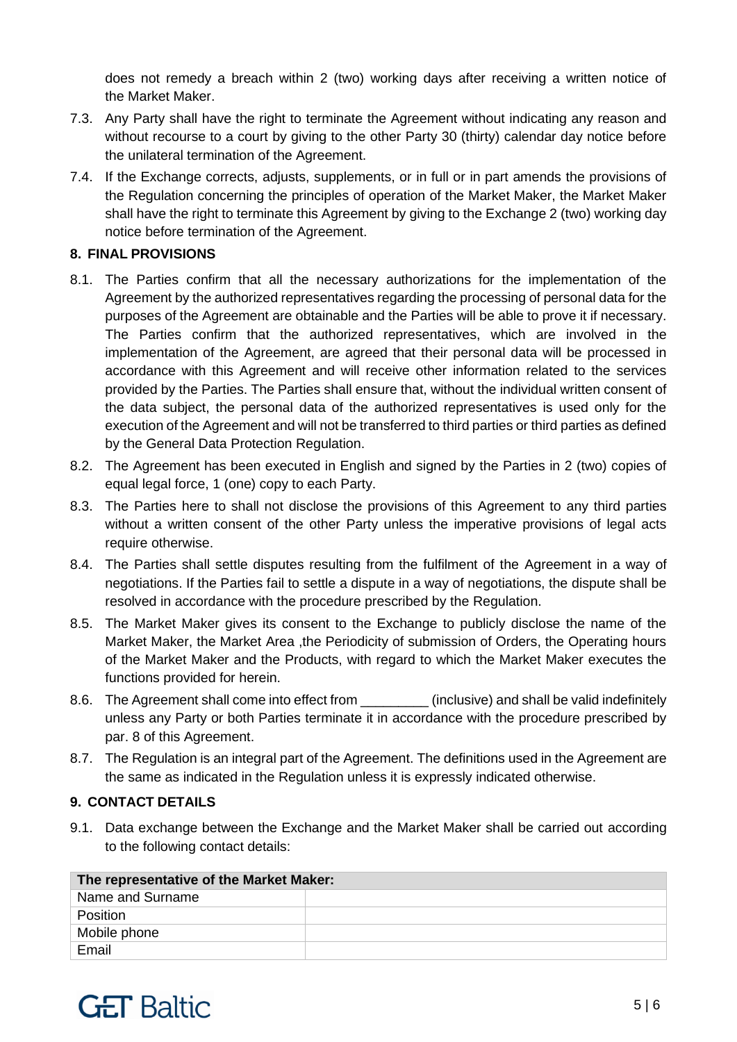does not remedy a breach within 2 (two) working days after receiving a written notice of the Market Maker.

7.3. Any Party shall have the right to terminate the Agreement without indicating any reason and without recourse to a court by giving to the other Party 30 (thirty) calendar day notice before the unilateral termination of the Agreement.

7.4. If the Exchange corrects, adjusts, supplements, or in full or in part amends the provisions of the Regulation concerning the principles of operation of the Market Maker, the Market Maker shall have the right to terminate this Agreement by giving to the Exchange 2 (two) working day notice before termination of the Agreement.

## 8. FINAL PROVISIONS

8.1. The Parties confirm that all the necessary authorizations for the implementation of the Agreement by the authorized representatives regarding the processing of personal data for the purposes of the Agreement are obtainable and the Parties will be able to prove it if necessary. The Parties confirm that the authorized representatives, which are involved in the implementation of the Agreement, are agreed that their personal data will be processed in accordance with this Agreement and will receive other information related to the services provided by the Parties. The Parties shall ensure that, without the individual written consent of the data subject, the personal data of the authorized representatives is used only for the execution of the Agreement and will not be transferred to third parties or third parties as defined by the General Data Protection Regulation.

8.2. The Agreement has been executed in English and signed by the Parties in 2 (two) copies of equal legal force, 1 (one) copy to each Party.

8.3. The Parties here to shall not disclose the provisions of this Agreement to any third parties without a written consent of the other Party unless the imperative provisions of legal acts require otherwise.

8.4. The Parties shall settle disputes resulting from the fulfilment of the Agreement in a way of negotiations. If the Parties fail to settle a dispute in a way of negotiations, the dispute shall be resolved in accordance with the procedure prescribed by the Regulation.

8.5. The Market Maker gives its consent to the Exchange to publicly disclose the name of the Market Maker, the Market Area ,the Periodicity of submission of Orders, the Operating hours of the Market Maker and the Products, with regard to which the Market Maker executes the functions provided for herein.

8.6. The Agreement shall come into effect from _________ (inclusive) and shall be valid indefinitely unless any Party or both Parties terminate it in accordance with the procedure prescribed by par. 8 of this Agreement.

8.7. The Regulation is an integral part of the Agreement. The definitions used in the Agreement are the same as indicated in the Regulation unless it is expressly indicated otherwise.

## 9. CONTACT DETAILS

9.1. Data exchange between the Exchange and the Market Maker shall be carried out according to the following contact details:

| **The representative of the Market Maker:** | |
|---|---|
| Name and Surname | |
| Position | |
| Mobile phone | |
| Email | |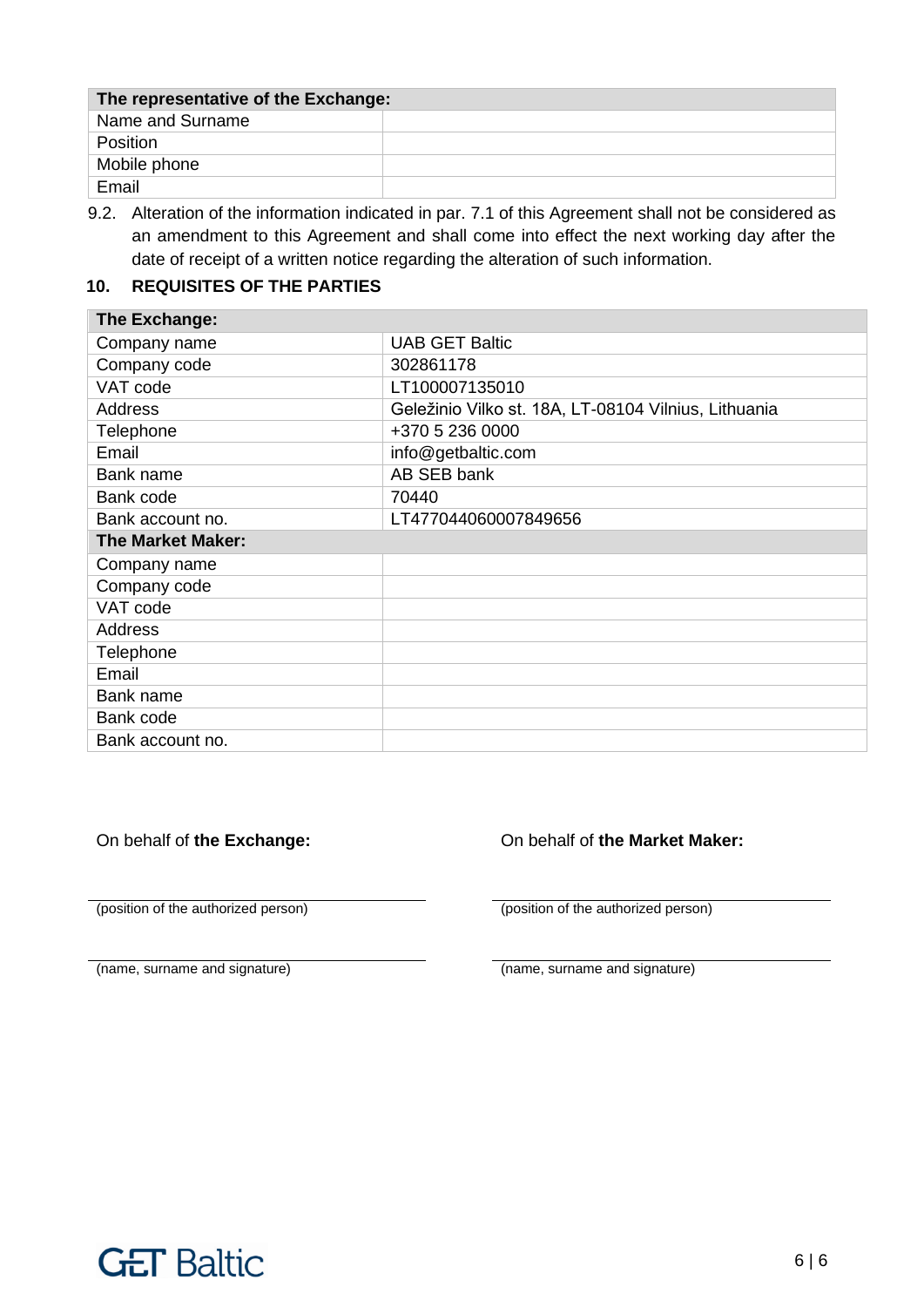| The representative of the Exchange: | |
|---|---|
| Name and Surname | |
| Position | |
| Mobile phone | |
| Email | |

9.2. Alteration of the information indicated in par. 7.1 of this Agreement shall not be considered as an amendment to this Agreement and shall come into effect the next working day after the date of receipt of a written notice regarding the alteration of such information.

## 10. REQUISITES OF THE PARTIES

| The Exchange: | |
|---|---|
| Company name | UAB GET Baltic |
| Company code | 302861178 |
| VAT code | LT100007135010 |
| Address | Geležinio Vilko st. 18A, LT-08104 Vilnius, Lithuania |
| Telephone | +370 5 236 0000 |
| Email | info@getbaltic.com |
| Bank name | AB SEB bank |
| Bank code | 70440 |
| Bank account no. | LT477044060007849656 |
| **The Market Maker:** | |
| Company name | |
| Company code | |
| VAT code | |
| Address | |
| Telephone | |
| Email | |
| Bank name | |
| Bank code | |
| Bank account no. | |

On behalf of **the Exchange:**

\_\_\_\_\_\_\_\_\_\_\_\_\_\_\_\_\_\_\_\_\_\_\_\_\_\_\_\_\_\_
(position of the authorized person)

\_\_\_\_\_\_\_\_\_\_\_\_\_\_\_\_\_\_\_\_\_\_\_\_\_\_\_\_\_\_
(name, surname and signature)

On behalf of **the Market Maker:**

\_\_\_\_\_\_\_\_\_\_\_\_\_\_\_\_\_\_\_\_\_\_\_\_\_\_\_\_\_\_
(position of the authorized person)

\_\_\_\_\_\_\_\_\_\_\_\_\_\_\_\_\_\_\_\_\_\_\_\_\_\_\_\_\_\_
(name, surname and signature)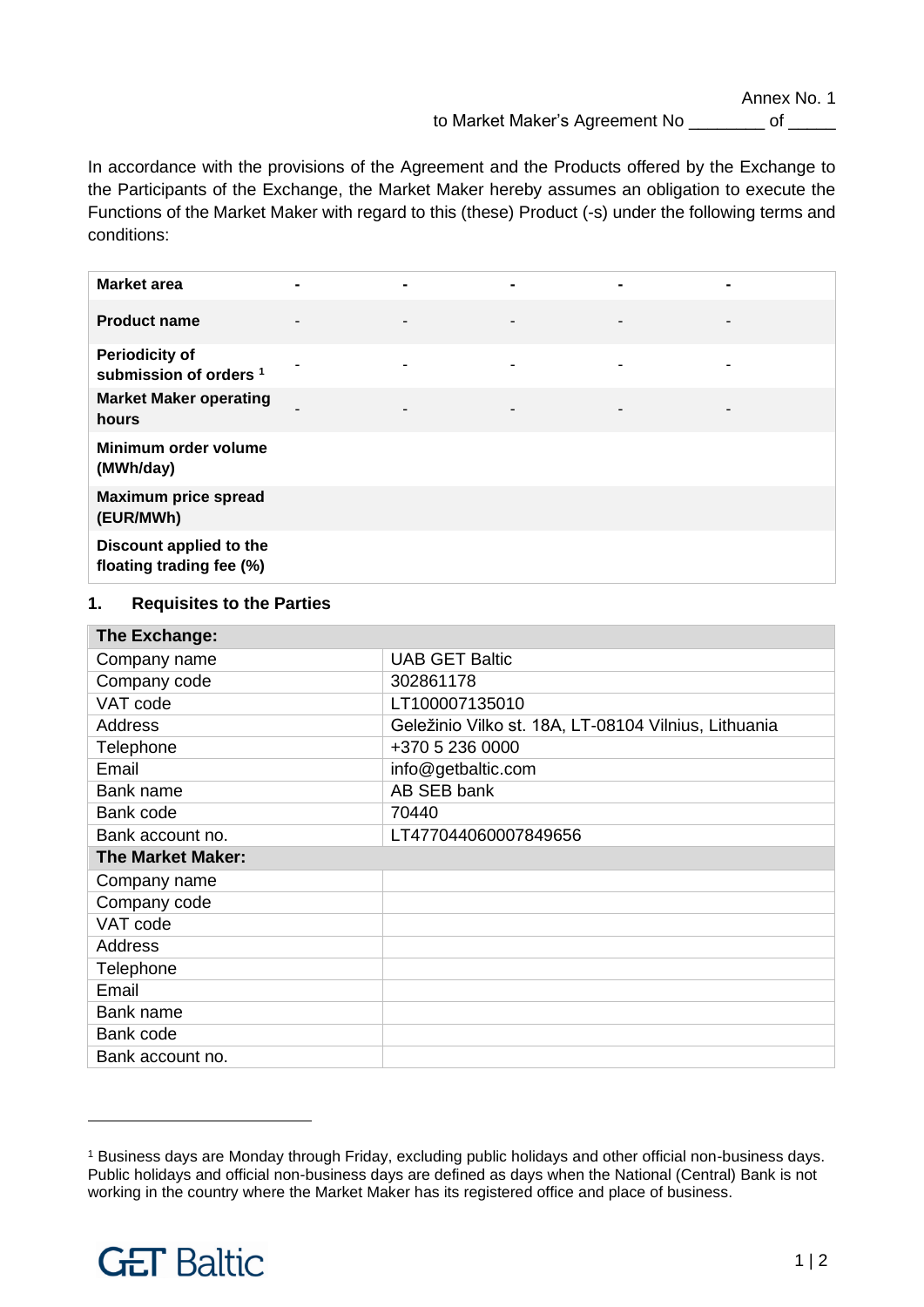Annex No. 1

to Market Maker's Agreement No ________ of _____

In accordance with the provisions of the Agreement and the Products offered by the Exchange to the Participants of the Exchange, the Market Maker hereby assumes an obligation to execute the Functions of the Market Maker with regard to this (these) Product (-s) under the following terms and conditions:

| **Market area** | - | - | - | - | - |
|---|---|---|---|---|---|
| **Product name** | - | - | - | - | - |
| **Periodicity of submission of orders** [1] | - | - | - | - | - |
| **Market Maker operating hours** | - | - | - | - | - |
| **Minimum order volume (MWh/day)** | | | | | |
| **Maximum price spread (EUR/MWh)** | | | | | |
| **Discount applied to the floating trading fee (%)** | | | | | |

## 1. Requisites to the Parties

| **The Exchange:** | |
|---|---|
| Company name | UAB GET Baltic |
| Company code | 302861178 |
| VAT code | LT100007135010 |
| Address | Geležinio Vilko st. 18A, LT-08104 Vilnius, Lithuania |
| Telephone | +370 5 236 0000 |
| Email | info@getbaltic.com |
| Bank name | AB SEB bank |
| Bank code | 70440 |
| Bank account no. | LT477044060007849656 |
| **The Market Maker:** | |
| Company name | |
| Company code | |
| VAT code | |
| Address | |
| Telephone | |
| Email | |
| Bank name | |
| Bank code | |
| Bank account no. | |

[1] Business days are Monday through Friday, excluding public holidays and other official non-business days. Public holidays and official non-business days are defined as days when the National (Central) Bank is not working in the country where the Market Maker has its registered office and place of business.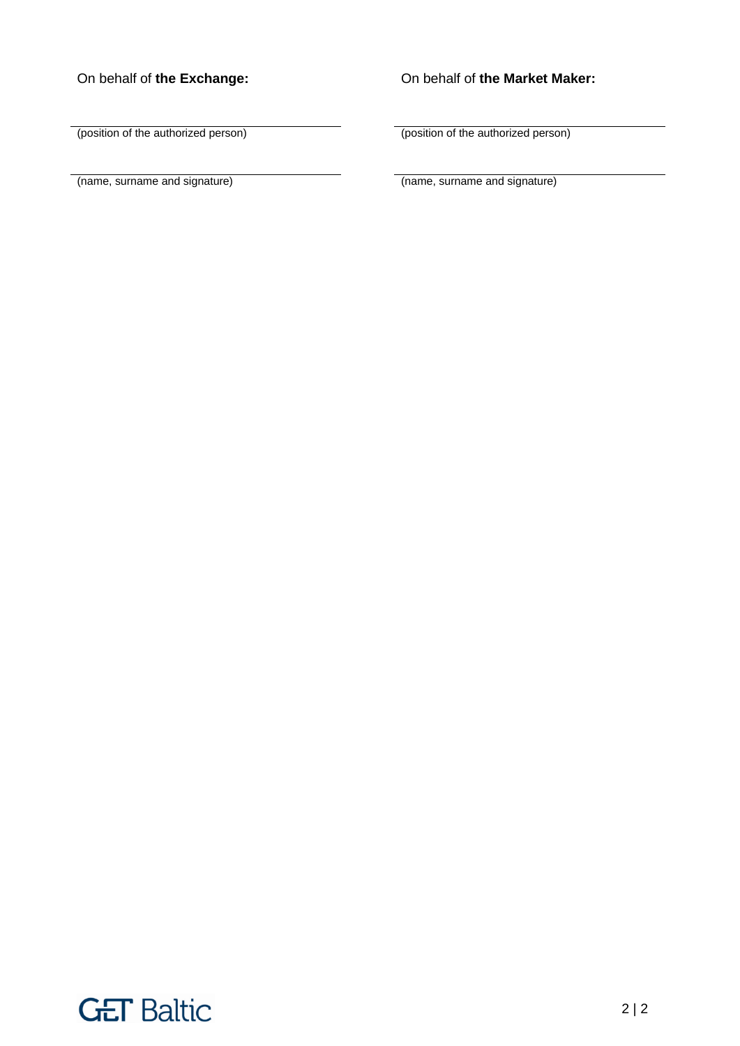On behalf of **the Exchange:**

\_\_\_\_\_\_\_\_\_\_\_\_\_\_\_\_\_\_\_\_\_\_\_\_\_\_\_\_\_\_\_\_\_\_\_\_\_\_\_\_
(position of the authorized person)

\_\_\_\_\_\_\_\_\_\_\_\_\_\_\_\_\_\_\_\_\_\_\_\_\_\_\_\_\_\_\_\_\_\_\_\_\_\_\_\_
(name, surname and signature)

On behalf of **the Market Maker:**

\_\_\_\_\_\_\_\_\_\_\_\_\_\_\_\_\_\_\_\_\_\_\_\_\_\_\_\_\_\_\_\_\_\_\_\_\_\_\_\_
(position of the authorized person)

\_\_\_\_\_\_\_\_\_\_\_\_\_\_\_\_\_\_\_\_\_\_\_\_\_\_\_\_\_\_\_\_\_\_\_\_\_\_\_\_
(name, surname and signature)